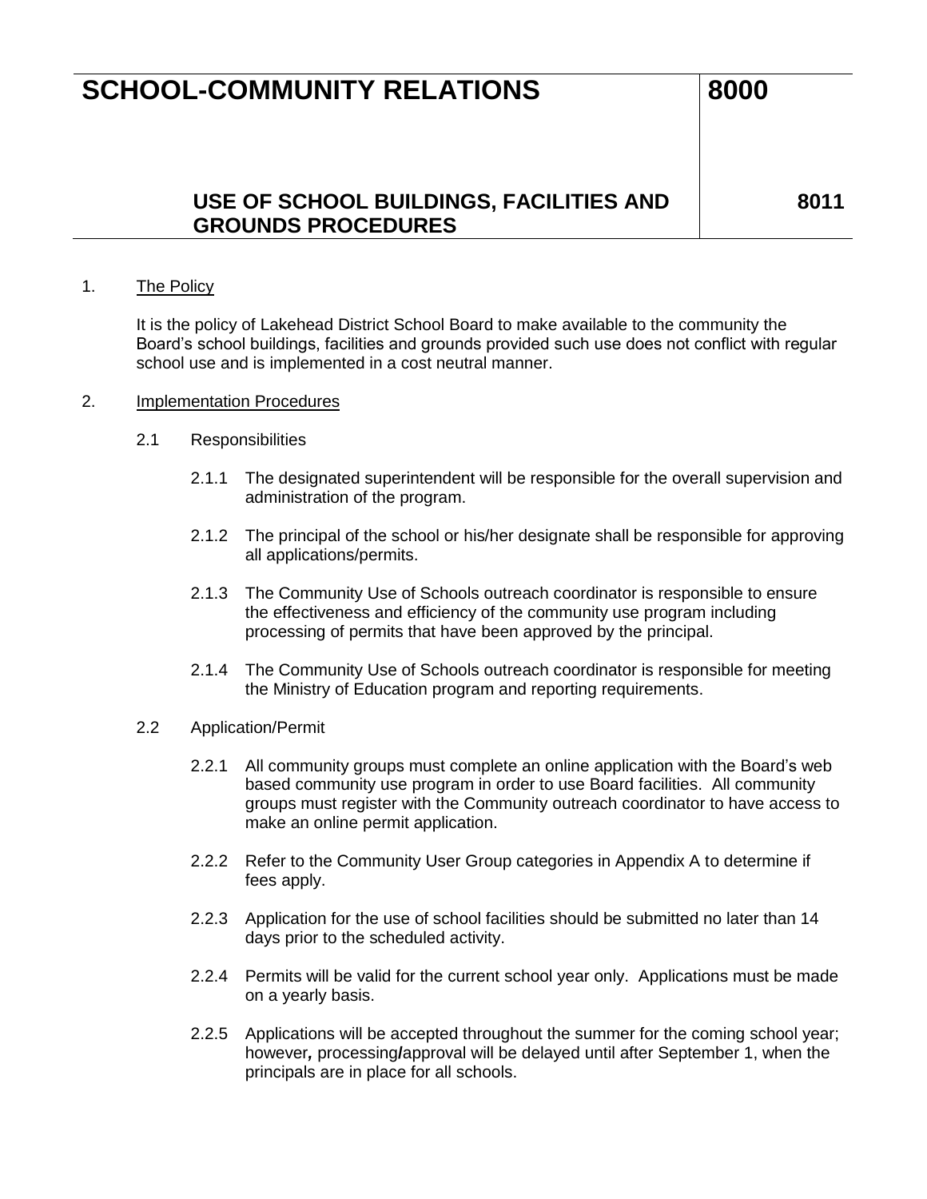# SCHOOL-COMMUNITY RELATIONS 8000

## USE OF SCHOOL BUILDINGS, FACILITIES AND GROUNDS PROCEDURES 8011

1. The Policy

   It is the policy of Lakehead District School Board to make available to the community the Board's school buildings, facilities and grounds provided such use does not conflict with regular school use and is implemented in a cost neutral manner.

2. Implementation Procedures

   2.1 Responsibilities

   2.1.1 The designated superintendent will be responsible for the overall supervision and administration of the program.

   2.1.2 The principal of the school or his/her designate shall be responsible for approving all applications/permits.

   2.1.3 The Community Use of Schools outreach coordinator is responsible to ensure the effectiveness and efficiency of the community use program including processing of permits that have been approved by the principal.

   2.1.4 The Community Use of Schools outreach coordinator is responsible for meeting the Ministry of Education program and reporting requirements.

   2.2 Application/Permit

   2.2.1 All community groups must complete an online application with the Board's web based community use program in order to use Board facilities. All community groups must register with the Community outreach coordinator to have access to make an online permit application.

   2.2.2 Refer to the Community User Group categories in Appendix A to determine if fees apply.

   2.2.3 Application for the use of school facilities should be submitted no later than 14 days prior to the scheduled activity.

   2.2.4 Permits will be valid for the current school year only. Applications must be made on a yearly basis.

   2.2.5 Applications will be accepted throughout the summer for the coming school year; however**,** processing**/**approval will be delayed until after September 1, when the principals are in place for all schools.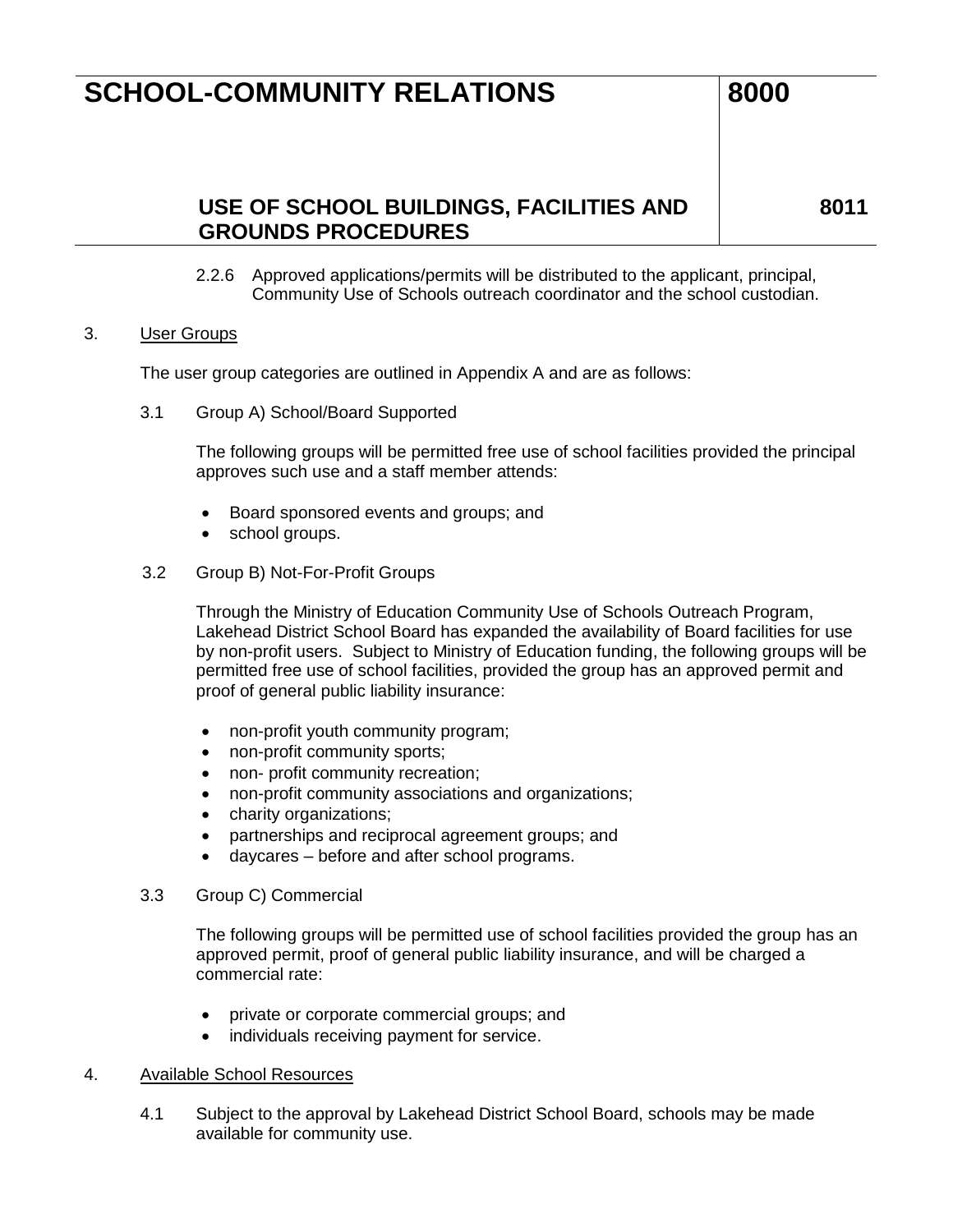2.2.6 Approved applications/permits will be distributed to the applicant, principal, Community Use of Schools outreach coordinator and the school custodian.

3. User Groups

The user group categories are outlined in Appendix A and are as follows:

3.1 Group A) School/Board Supported

The following groups will be permitted free use of school facilities provided the principal approves such use and a staff member attends:

- Board sponsored events and groups; and
- school groups.

3.2 Group B) Not-For-Profit Groups

Through the Ministry of Education Community Use of Schools Outreach Program, Lakehead District School Board has expanded the availability of Board facilities for use by non-profit users. Subject to Ministry of Education funding, the following groups will be permitted free use of school facilities, provided the group has an approved permit and proof of general public liability insurance:

- non-profit youth community program;
- non-profit community sports;
- non- profit community recreation;
- non-profit community associations and organizations;
- charity organizations;
- partnerships and reciprocal agreement groups; and
- daycares – before and after school programs.

3.3 Group C) Commercial

The following groups will be permitted use of school facilities provided the group has an approved permit, proof of general public liability insurance, and will be charged a commercial rate:

- private or corporate commercial groups; and
- individuals receiving payment for service.

4. Available School Resources

4.1 Subject to the approval by Lakehead District School Board, schools may be made available for community use.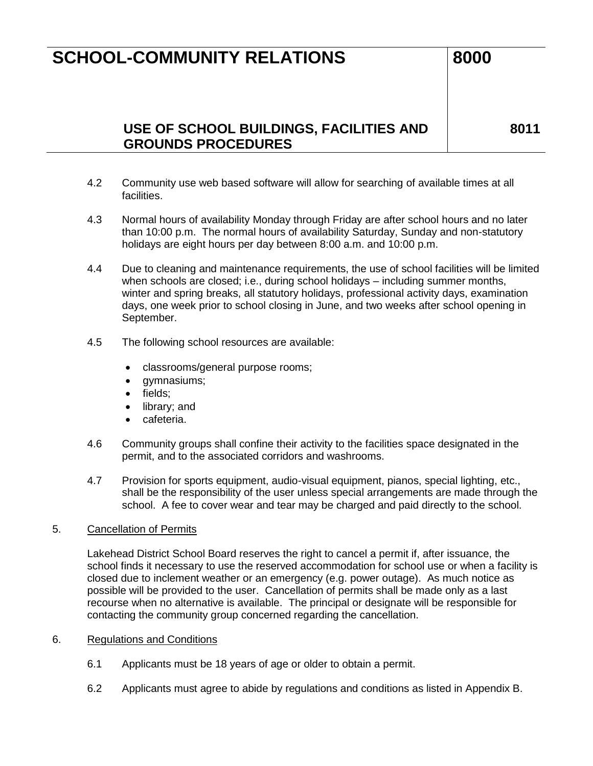4.2 Community use web based software will allow for searching of available times at all facilities.

4.3 Normal hours of availability Monday through Friday are after school hours and no later than 10:00 p.m. The normal hours of availability Saturday, Sunday and non-statutory holidays are eight hours per day between 8:00 a.m. and 10:00 p.m.

4.4 Due to cleaning and maintenance requirements, the use of school facilities will be limited when schools are closed; i.e., during school holidays – including summer months, winter and spring breaks, all statutory holidays, professional activity days, examination days, one week prior to school closing in June, and two weeks after school opening in September.

4.5 The following school resources are available:

- classrooms/general purpose rooms;
- gymnasiums;
- fields;
- library; and
- cafeteria.

4.6 Community groups shall confine their activity to the facilities space designated in the permit, and to the associated corridors and washrooms.

4.7 Provision for sports equipment, audio-visual equipment, pianos, special lighting, etc., shall be the responsibility of the user unless special arrangements are made through the school. A fee to cover wear and tear may be charged and paid directly to the school.

## 5. Cancellation of Permits

Lakehead District School Board reserves the right to cancel a permit if, after issuance, the school finds it necessary to use the reserved accommodation for school use or when a facility is closed due to inclement weather or an emergency (e.g. power outage). As much notice as possible will be provided to the user. Cancellation of permits shall be made only as a last recourse when no alternative is available. The principal or designate will be responsible for contacting the community group concerned regarding the cancellation.

## 6. Regulations and Conditions

6.1 Applicants must be 18 years of age or older to obtain a permit.

6.2 Applicants must agree to abide by regulations and conditions as listed in Appendix B.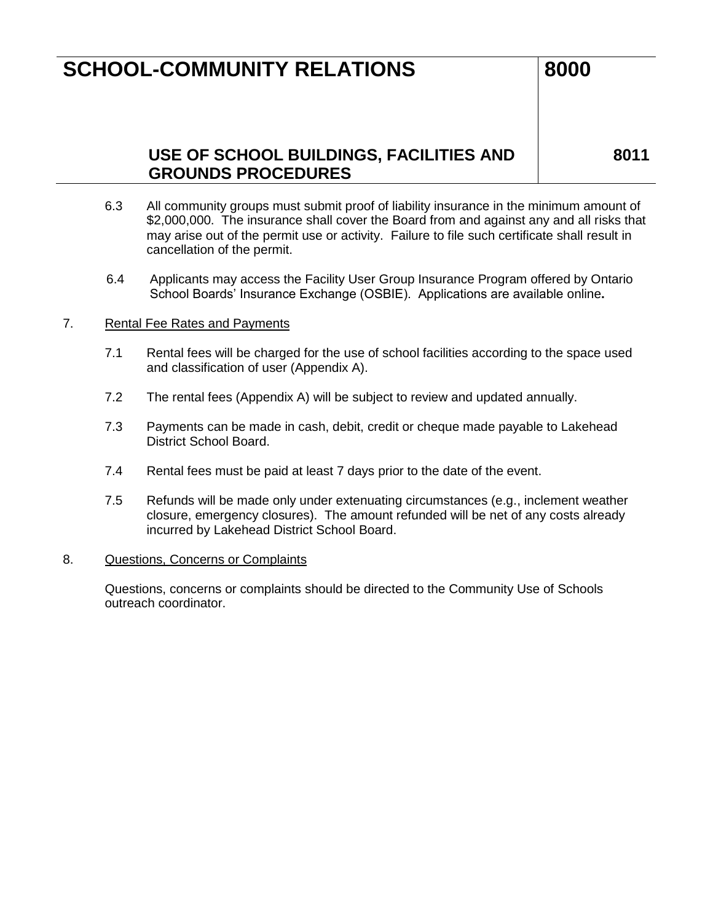6.3 All community groups must submit proof of liability insurance in the minimum amount of $2,000,000. The insurance shall cover the Board from and against any and all risks that may arise out of the permit use or activity. Failure to file such certificate shall result in cancellation of the permit.

6.4 Applicants may access the Facility User Group Insurance Program offered by Ontario School Boards' Insurance Exchange (OSBIE). Applications are available online**.**

7. Rental Fee Rates and Payments

7.1 Rental fees will be charged for the use of school facilities according to the space used and classification of user (Appendix A).

7.2 The rental fees (Appendix A) will be subject to review and updated annually.

7.3 Payments can be made in cash, debit, credit or cheque made payable to Lakehead District School Board.

7.4 Rental fees must be paid at least 7 days prior to the date of the event.

7.5 Refunds will be made only under extenuating circumstances (e.g., inclement weather closure, emergency closures). The amount refunded will be net of any costs already incurred by Lakehead District School Board.

8. Questions, Concerns or Complaints

Questions, concerns or complaints should be directed to the Community Use of Schools outreach coordinator.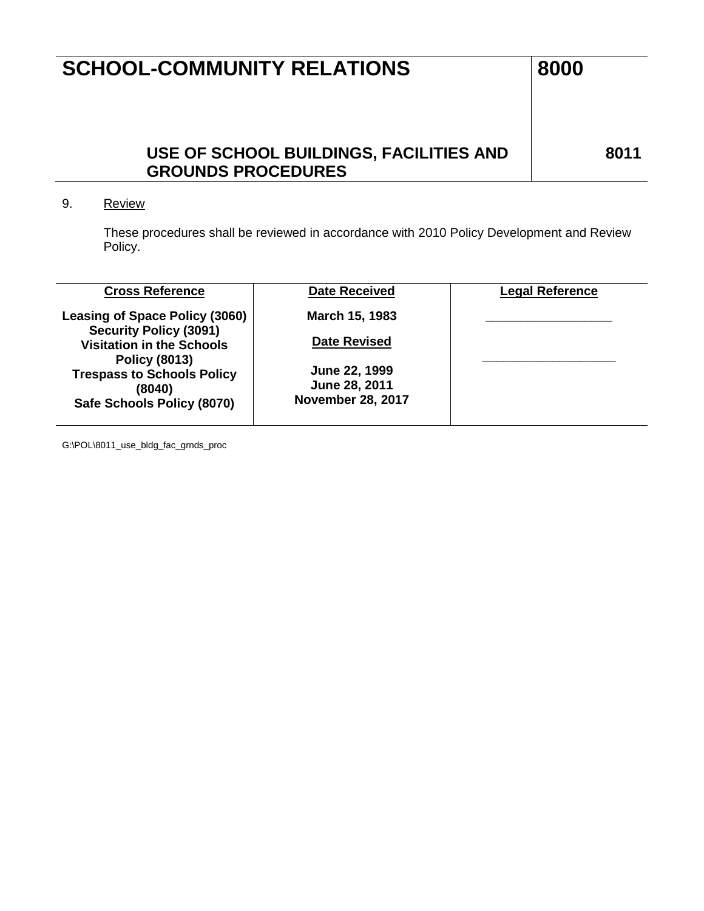| SCHOOL-COMMUNITY RELATIONS | 8000 |
|---|---|
| USE OF SCHOOL BUILDINGS, FACILITIES AND GROUNDS PROCEDURES | 8011 |

9. Review

   These procedures shall be reviewed in accordance with 2010 Policy Development and Review Policy.

| Cross Reference | Date Received | Legal Reference |
|---|---|---|
| **Leasing of Space Policy (3060)**<br>**Security Policy (3091)**<br>**Visitation in the Schools Policy (8013)**<br>**Trespass to Schools Policy (8040)**<br>**Safe Schools Policy (8070)** | **March 15, 1983**<br><br>**Date Revised**<br><br>**June 22, 1999**<br>**June 28, 2011**<br>**November 28, 2017** | ________________<br><br>________________ |

G:\POL\8011_use_bldg_fac_grnds_proc